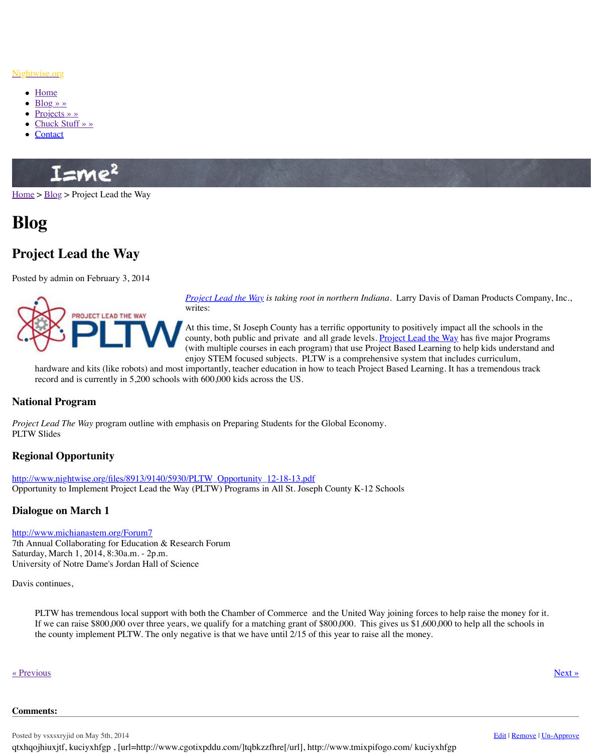Nightwise.org

- Home
- Blog » »
- Projects » »
- Chuck Stuff » »
- Contact

I=me²

Home > Blog > Project Lead the Way

# Blog

## Project Lead the Way

Posted by admin on February 3, 2014

*Project Lead the Way is taking root in northern Indiana.* Larry Davis of Daman Products Company, Inc., writes:

> At this time, St Joseph County has a terrific opportunity to positively impact all the schools in the county, both public and private and all grade levels. Project Lead the Way has five major Programs (with multiple courses in each program) that use Project Based Learning to help kids understand and enjoy STEM focused subjects. PLTW is a comprehensive system that includes curriculum, hardware and kits (like robots) and most importantly, teacher education in how to teach Project Based Learning. It has a tremendous track record and is currently in 5,200 schools with 600,000 kids across the US.

### National Program

*Project Lead The Way* program outline with emphasis on Preparing Students for the Global Economy.
PLTW Slides

### Regional Opportunity

http://www.nightwise.org/files/8913/9140/5930/PLTW_Opportunity_12-18-13.pdf
Opportunity to Implement Project Lead the Way (PLTW) Programs in All St. Joseph County K-12 Schools

### Dialogue on March 1

http://www.michianastem.org/Forum7
7th Annual Collaborating for Education & Research Forum
Saturday, March 1, 2014, 8:30a.m. - 2p.m.
University of Notre Dame's Jordan Hall of Science

Davis continues,

> PLTW has tremendous local support with both the Chamber of Commerce and the United Way joining forces to help raise the money for it. If we can raise $800,000 over three years, we qualify for a matching grant of $800,000. This gives us $1,600,000 to help all the schools in the county implement PLTW. The only negative is that we have until 2/15 of this year to raise all the money.

« Previous | Next »

**Comments:**

Posted by vsxsxryjid on May 5th, 2014 — Edit | Remove | Un-Approve

qtxhqojhiuxjtf, kuciyxhfgp , [url=http://www.cgotixpddu.com/]tqbkzzfhre[/url], http://www.tmixpifogo.com/ kuciyxhfgp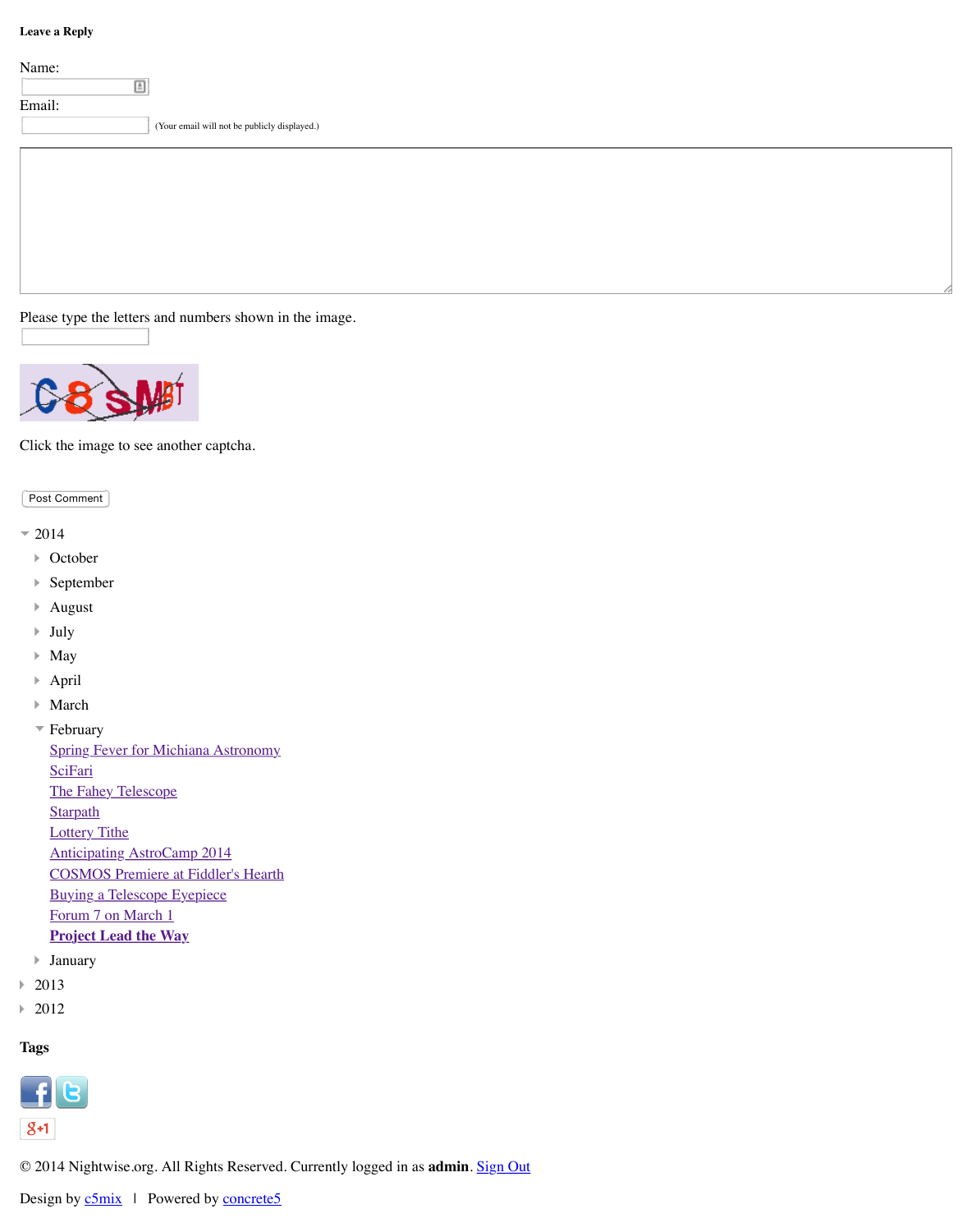**Leave a Reply**

Name:

Email:

(Your email will not be publicly displayed.)

Please type the letters and numbers shown in the image.

Click the image to see another captcha.

Post Comment

- 2014
  - October
  - September
  - August
  - July
  - May
  - April
  - March
  - February
    - Spring Fever for Michiana Astronomy
    - SciFari
    - The Fahey Telescope
    - Starpath
    - Lottery Tithe
    - Anticipating AstroCamp 2014
    - COSMOS Premiere at Fiddler's Hearth
    - Buying a Telescope Eyepiece
    - Forum 7 on March 1
    - **Project Lead the Way**
  - January
- 2013
- 2012

**Tags**

© 2014 Nightwise.org. All Rights Reserved. Currently logged in as **admin**. Sign Out

Design by c5mix | Powered by concrete5